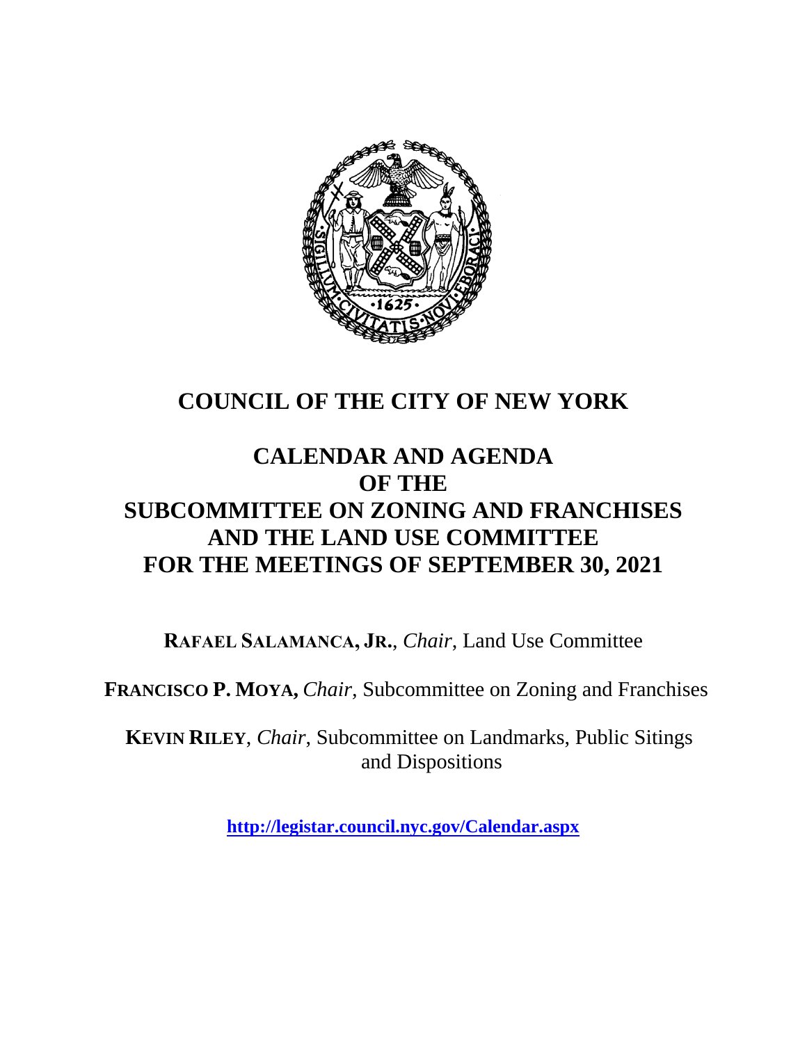# COUNCIL OF THE CITY OF NEW YORK

## CALENDAR AND AGENDA OF THE SUBCOMMITTEE ON ZONING AND FRANCHISES AND THE LAND USE COMMITTEE FOR THE MEETINGS OF SEPTEMBER 30, 2021

**RAFAEL SALAMANCA, JR.**, *Chair*, Land Use Committee

**FRANCISCO P. MOYA,** *Chair,* Subcommittee on Zoning and Franchises

**KEVIN RILEY**, *Chair*, Subcommittee on Landmarks, Public Sitings and Dispositions

**http://legistar.council.nyc.gov/Calendar.aspx**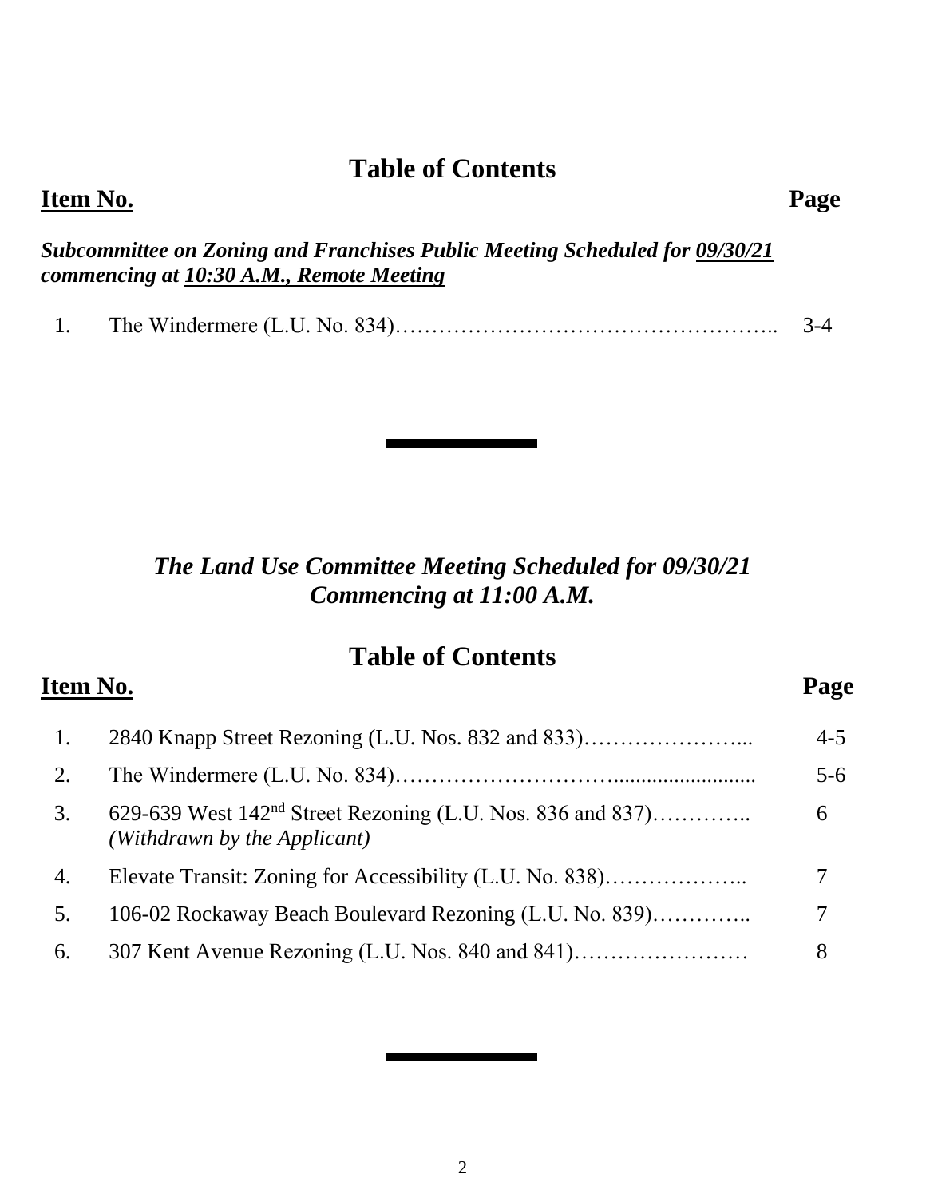# Table of Contents

**Item No.** **Page**

***Subcommittee on Zoning and Franchises Public Meeting Scheduled for 09/30/21 commencing at 10:30 A.M., Remote Meeting***

| | | |
|---|---|---|
| 1. | The Windermere (L.U. No. 834)…………………………………………….. | 3-4 |

---

## *The Land Use Committee Meeting Scheduled for 09/30/21 Commencing at 11:00 A.M.*

# Table of Contents

**Item No.** **Page**

| | | |
|---|---|---|
| 1. | 2840 Knapp Street Rezoning (L.U. Nos. 832 and 833)…………………... | 4-5 |
| 2. | The Windermere (L.U. No. 834)……………………….......................... | 5-6 |
| 3. | 629-639 West 142nd Street Rezoning (L.U. Nos. 836 and 837)………….. *(Withdrawn by the Applicant)* | 6 |
| 4. | Elevate Transit: Zoning for Accessibility (L.U. No. 838)……………….. | 7 |
| 5. | 106-02 Rockaway Beach Boulevard Rezoning (L.U. No. 839)………….. | 7 |
| 6. | 307 Kent Avenue Rezoning (L.U. Nos. 840 and 841)…………………… | 8 |

---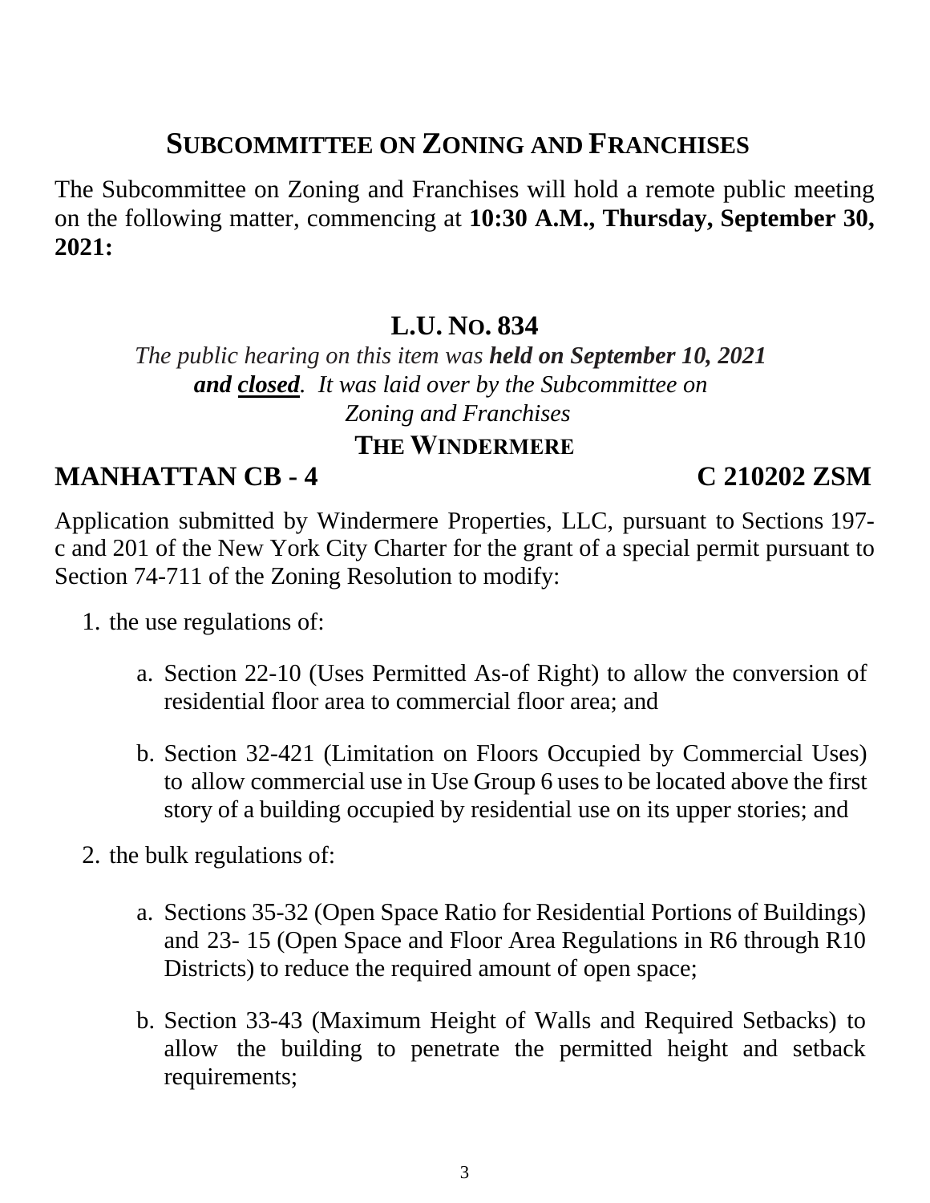## SUBCOMMITTEE ON ZONING AND FRANCHISES

The Subcommittee on Zoning and Franchises will hold a remote public meeting on the following matter, commencing at **10:30 A.M., Thursday, September 30, 2021:**

### L.U. NO. 834

*The public hearing on this item was **held on September 10, 2021 and closed**. It was laid over by the Subcommittee on Zoning and Franchises*

### THE WINDERMERE

**MANHATTAN CB - 4 C 210202 ZSM**

Application submitted by Windermere Properties, LLC, pursuant to Sections 197-c and 201 of the New York City Charter for the grant of a special permit pursuant to Section 74-711 of the Zoning Resolution to modify:

1. the use regulations of:

   a. Section 22-10 (Uses Permitted As-of Right) to allow the conversion of residential floor area to commercial floor area; and

   b. Section 32-421 (Limitation on Floors Occupied by Commercial Uses) to allow commercial use in Use Group 6 uses to be located above the first story of a building occupied by residential use on its upper stories; and

2. the bulk regulations of:

   a. Sections 35-32 (Open Space Ratio for Residential Portions of Buildings) and 23- 15 (Open Space and Floor Area Regulations in R6 through R10 Districts) to reduce the required amount of open space;

   b. Section 33-43 (Maximum Height of Walls and Required Setbacks) to allow the building to penetrate the permitted height and setback requirements;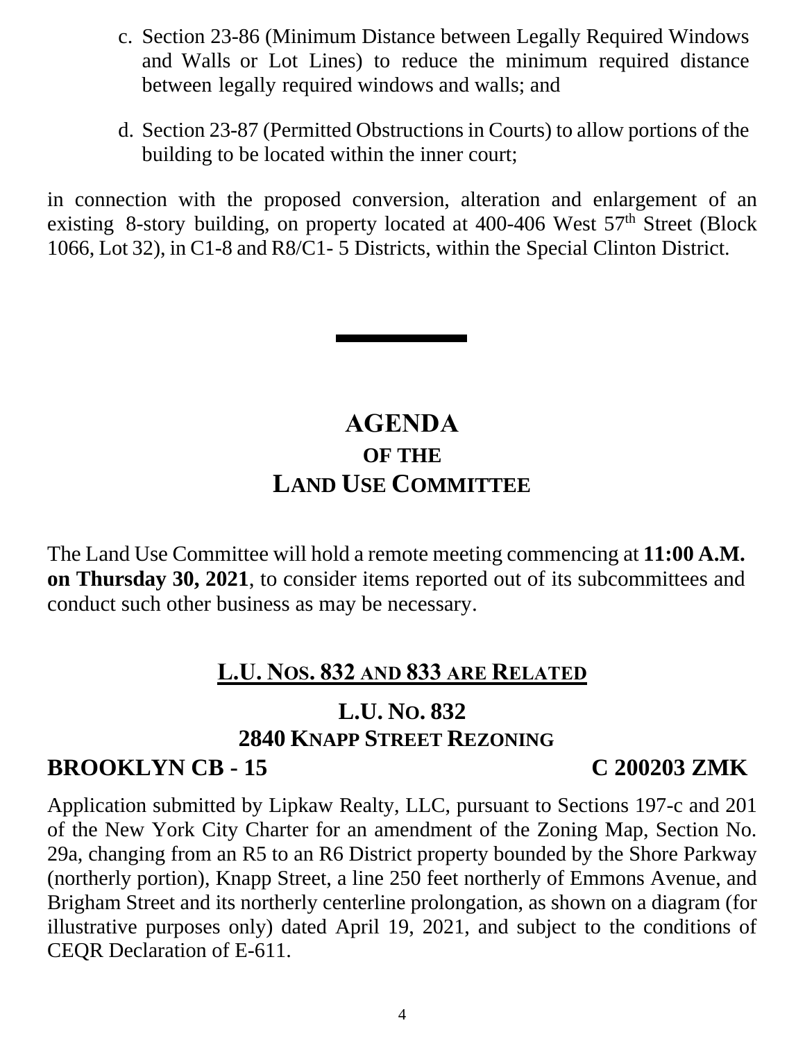c. Section 23-86 (Minimum Distance between Legally Required Windows and Walls or Lot Lines) to reduce the minimum required distance between legally required windows and walls; and

d. Section 23-87 (Permitted Obstructions in Courts) to allow portions of the building to be located within the inner court;

in connection with the proposed conversion, alteration and enlargement of an existing 8-story building, on property located at 400-406 West 57th Street (Block 1066, Lot 32), in C1-8 and R8/C1- 5 Districts, within the Special Clinton District.

---

# AGENDA
## OF THE
# LAND USE COMMITTEE

The Land Use Committee will hold a remote meeting commencing at **11:00 A.M. on Thursday 30, 2021**, to consider items reported out of its subcommittees and conduct such other business as may be necessary.

### L.U. NOS. 832 AND 833 ARE RELATED

### L.U. NO. 832
### 2840 KNAPP STREET REZONING

**BROOKLYN CB - 15** **C 200203 ZMK**

Application submitted by Lipkaw Realty, LLC, pursuant to Sections 197-c and 201 of the New York City Charter for an amendment of the Zoning Map, Section No. 29a, changing from an R5 to an R6 District property bounded by the Shore Parkway (northerly portion), Knapp Street, a line 250 feet northerly of Emmons Avenue, and Brigham Street and its northerly centerline prolongation, as shown on a diagram (for illustrative purposes only) dated April 19, 2021, and subject to the conditions of CEQR Declaration of E-611.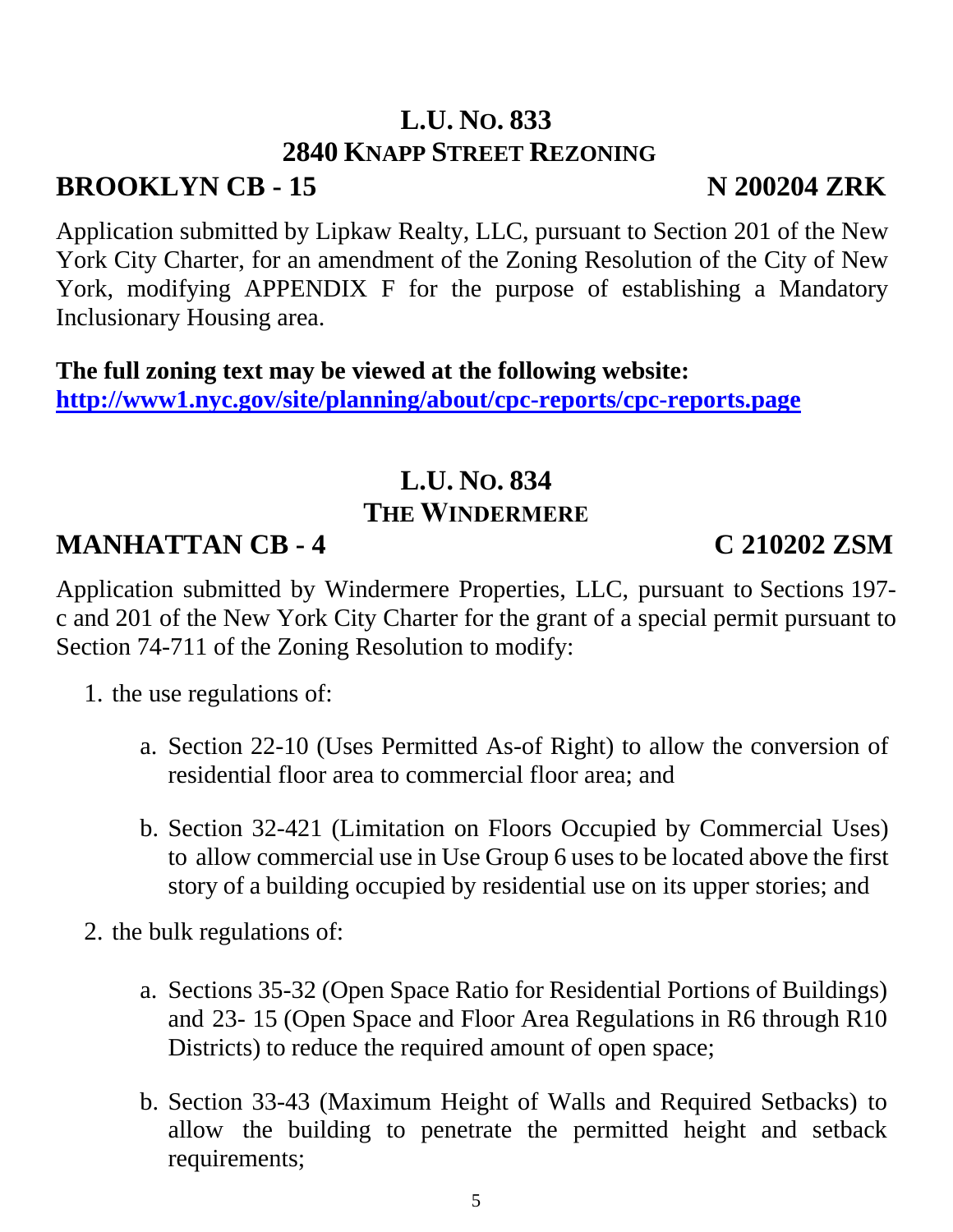## L.U. NO. 833
### 2840 KNAPP STREET REZONING

**BROOKLYN CB - 15** **N 200204 ZRK**

Application submitted by Lipkaw Realty, LLC, pursuant to Section 201 of the New York City Charter, for an amendment of the Zoning Resolution of the City of New York, modifying APPENDIX F for the purpose of establishing a Mandatory Inclusionary Housing area.

**The full zoning text may be viewed at the following website:**
**http://www1.nyc.gov/site/planning/about/cpc-reports/cpc-reports.page**

## L.U. NO. 834
### THE WINDERMERE

**MANHATTAN CB - 4** **C 210202 ZSM**

Application submitted by Windermere Properties, LLC, pursuant to Sections 197-c and 201 of the New York City Charter for the grant of a special permit pursuant to Section 74-711 of the Zoning Resolution to modify:

1. the use regulations of:

   a. Section 22-10 (Uses Permitted As-of Right) to allow the conversion of residential floor area to commercial floor area; and

   b. Section 32-421 (Limitation on Floors Occupied by Commercial Uses) to allow commercial use in Use Group 6 uses to be located above the first story of a building occupied by residential use on its upper stories; and

2. the bulk regulations of:

   a. Sections 35-32 (Open Space Ratio for Residential Portions of Buildings) and 23- 15 (Open Space and Floor Area Regulations in R6 through R10 Districts) to reduce the required amount of open space;

   b. Section 33-43 (Maximum Height of Walls and Required Setbacks) to allow the building to penetrate the permitted height and setback requirements;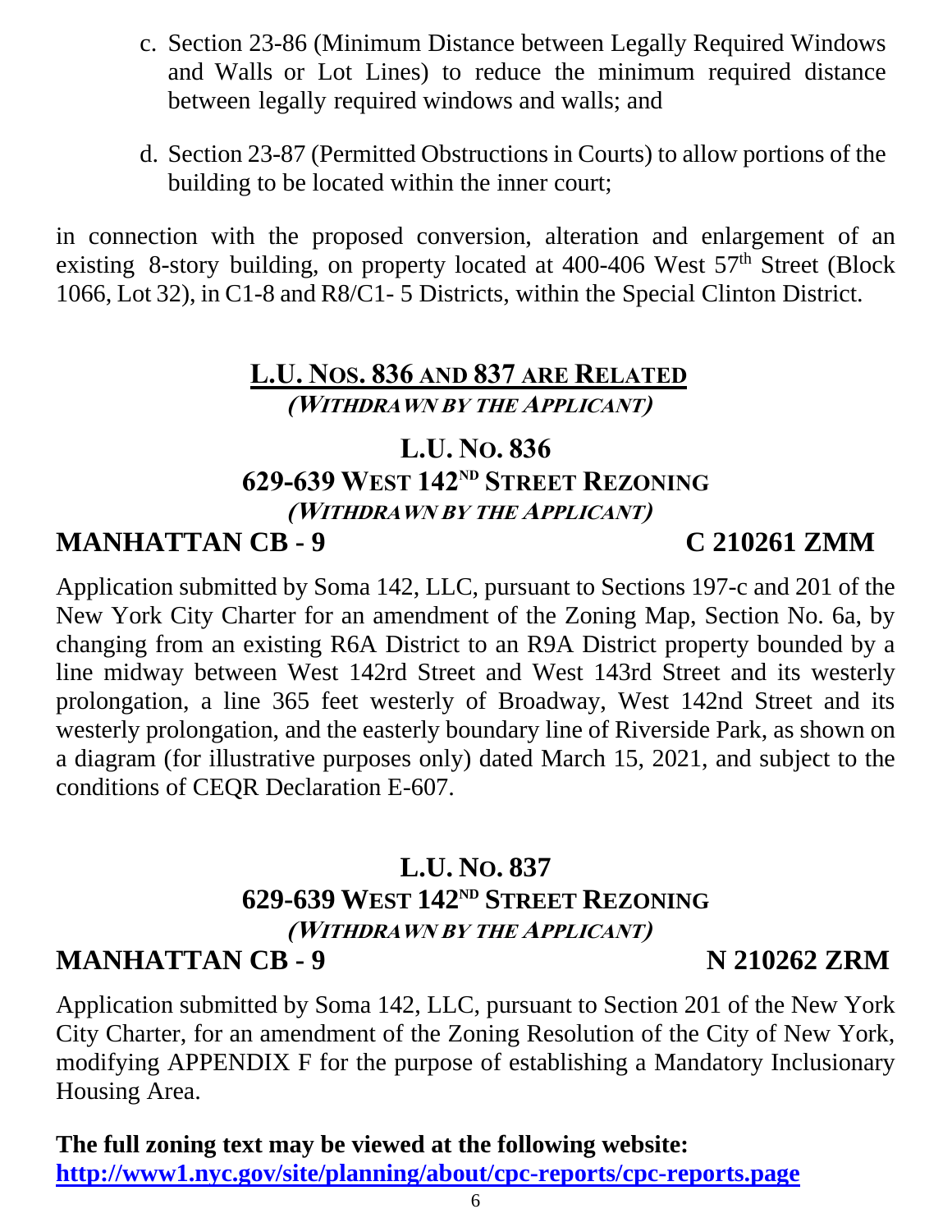c. Section 23-86 (Minimum Distance between Legally Required Windows and Walls or Lot Lines) to reduce the minimum required distance between legally required windows and walls; and

d. Section 23-87 (Permitted Obstructions in Courts) to allow portions of the building to be located within the inner court;

in connection with the proposed conversion, alteration and enlargement of an existing 8-story building, on property located at 400-406 West 57th Street (Block 1066, Lot 32), in C1-8 and R8/C1- 5 Districts, within the Special Clinton District.

## L.U. NOS. 836 AND 837 ARE RELATED

***(WITHDRAWN BY THE APPLICANT)***

## L.U. NO. 836

## 629-639 WEST 142ND STREET REZONING

***(WITHDRAWN BY THE APPLICANT)***

**MANHATTAN CB - 9 C 210261 ZMM**

Application submitted by Soma 142, LLC, pursuant to Sections 197-c and 201 of the New York City Charter for an amendment of the Zoning Map, Section No. 6a, by changing from an existing R6A District to an R9A District property bounded by a line midway between West 142rd Street and West 143rd Street and its westerly prolongation, a line 365 feet westerly of Broadway, West 142nd Street and its westerly prolongation, and the easterly boundary line of Riverside Park, as shown on a diagram (for illustrative purposes only) dated March 15, 2021, and subject to the conditions of CEQR Declaration E-607.

## L.U. NO. 837

## 629-639 WEST 142ND STREET REZONING

***(WITHDRAWN BY THE APPLICANT)***

**MANHATTAN CB - 9 N 210262 ZRM**

Application submitted by Soma 142, LLC, pursuant to Section 201 of the New York City Charter, for an amendment of the Zoning Resolution of the City of New York, modifying APPENDIX F for the purpose of establishing a Mandatory Inclusionary Housing Area.

**The full zoning text may be viewed at the following website:**
**http://www1.nyc.gov/site/planning/about/cpc-reports/cpc-reports.page**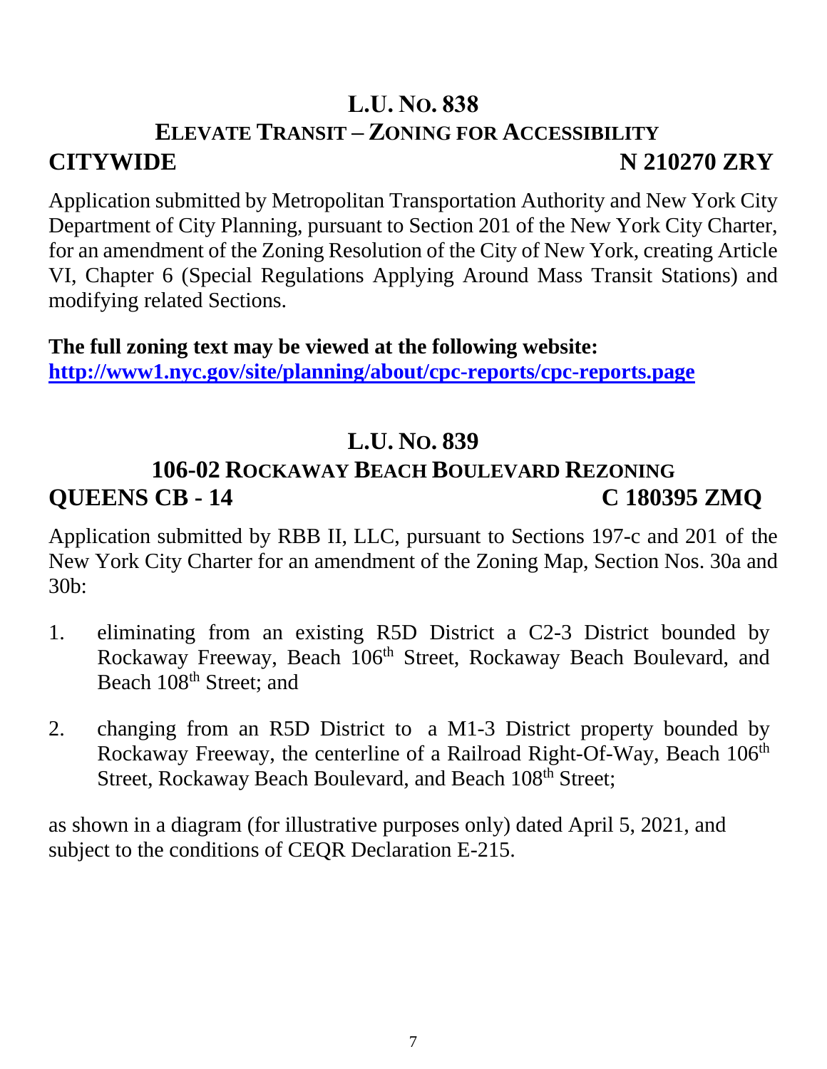## L.U. NO. 838

### ELEVATE TRANSIT – ZONING FOR ACCESSIBILITY

**CITYWIDE** **N 210270 ZRY**

Application submitted by Metropolitan Transportation Authority and New York City Department of City Planning, pursuant to Section 201 of the New York City Charter, for an amendment of the Zoning Resolution of the City of New York, creating Article VI, Chapter 6 (Special Regulations Applying Around Mass Transit Stations) and modifying related Sections.

**The full zoning text may be viewed at the following website:**
**http://www1.nyc.gov/site/planning/about/cpc-reports/cpc-reports.page**

## L.U. NO. 839

### 106-02 ROCKAWAY BEACH BOULEVARD REZONING

**QUEENS CB - 14** **C 180395 ZMQ**

Application submitted by RBB II, LLC, pursuant to Sections 197-c and 201 of the New York City Charter for an amendment of the Zoning Map, Section Nos. 30a and 30b:

1. eliminating from an existing R5D District a C2-3 District bounded by Rockaway Freeway, Beach 106th Street, Rockaway Beach Boulevard, and Beach 108th Street; and

2. changing from an R5D District to a M1-3 District property bounded by Rockaway Freeway, the centerline of a Railroad Right-Of-Way, Beach 106th Street, Rockaway Beach Boulevard, and Beach 108th Street;

as shown in a diagram (for illustrative purposes only) dated April 5, 2021, and subject to the conditions of CEQR Declaration E-215.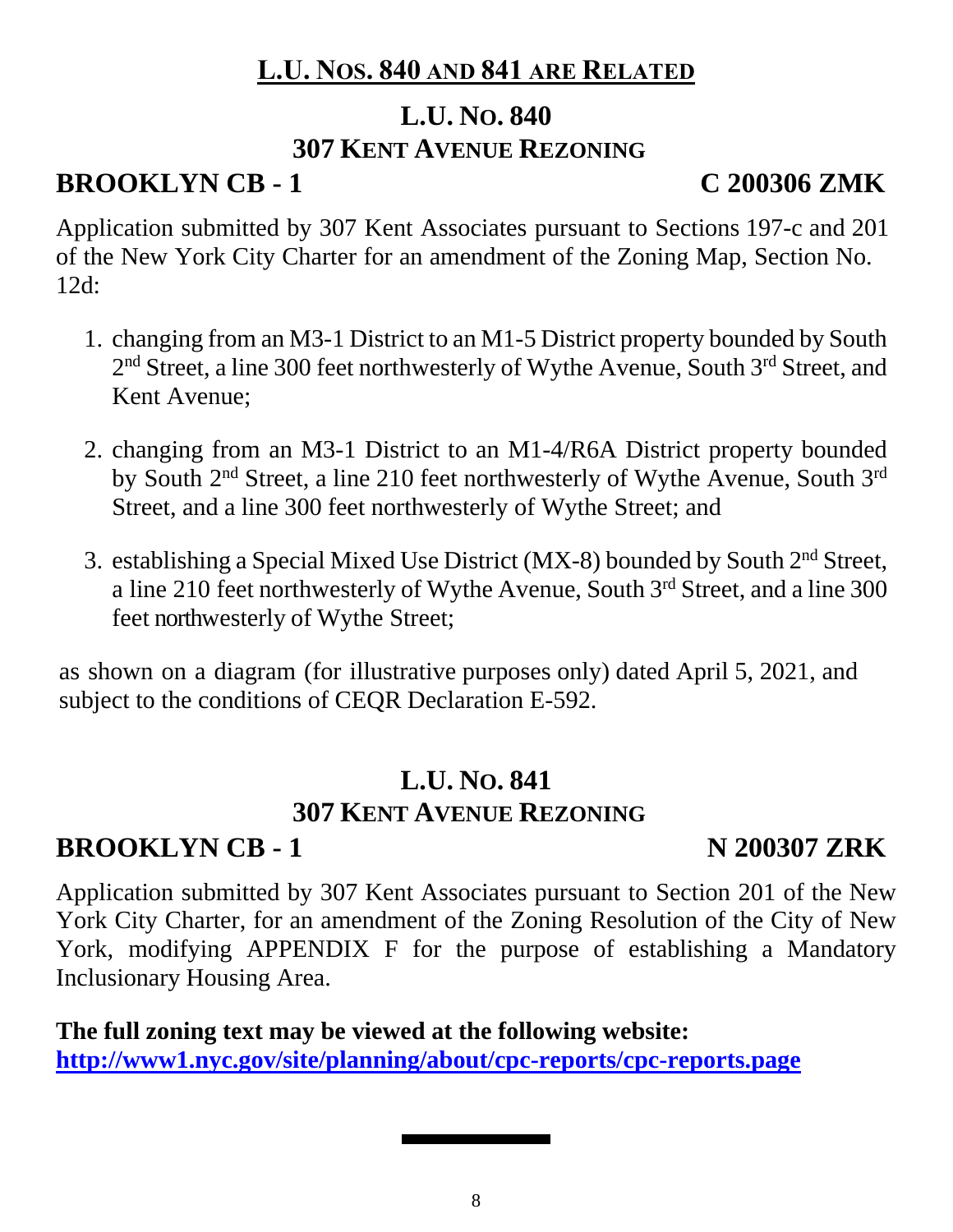## L.U. NOS. 840 AND 841 ARE RELATED

## L.U. NO. 840
## 307 KENT AVENUE REZONING

**BROOKLYN CB - 1** **C 200306 ZMK**

Application submitted by 307 Kent Associates pursuant to Sections 197-c and 201 of the New York City Charter for an amendment of the Zoning Map, Section No. 12d:

1. changing from an M3-1 District to an M1-5 District property bounded by South 2nd Street, a line 300 feet northwesterly of Wythe Avenue, South 3rd Street, and Kent Avenue;

2. changing from an M3-1 District to an M1-4/R6A District property bounded by South 2nd Street, a line 210 feet northwesterly of Wythe Avenue, South 3rd Street, and a line 300 feet northwesterly of Wythe Street; and

3. establishing a Special Mixed Use District (MX-8) bounded by South 2nd Street, a line 210 feet northwesterly of Wythe Avenue, South 3rd Street, and a line 300 feet northwesterly of Wythe Street;

as shown on a diagram (for illustrative purposes only) dated April 5, 2021, and subject to the conditions of CEQR Declaration E-592.

## L.U. NO. 841
## 307 KENT AVENUE REZONING

**BROOKLYN CB - 1** **N 200307 ZRK**

Application submitted by 307 Kent Associates pursuant to Section 201 of the New York City Charter, for an amendment of the Zoning Resolution of the City of New York, modifying APPENDIX F for the purpose of establishing a Mandatory Inclusionary Housing Area.

**The full zoning text may be viewed at the following website:**
**http://www1.nyc.gov/site/planning/about/cpc-reports/cpc-reports.page**